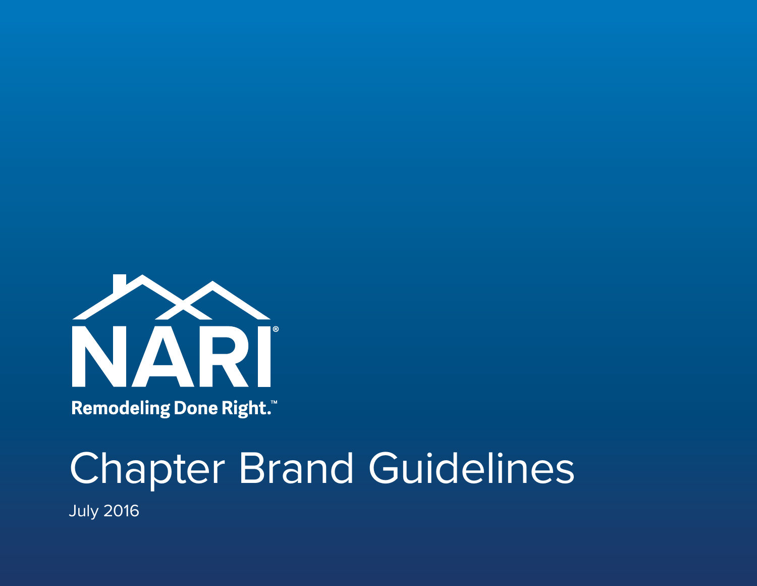NARI®

Remodeling Done Right.™

# Chapter Brand Guidelines

July 2016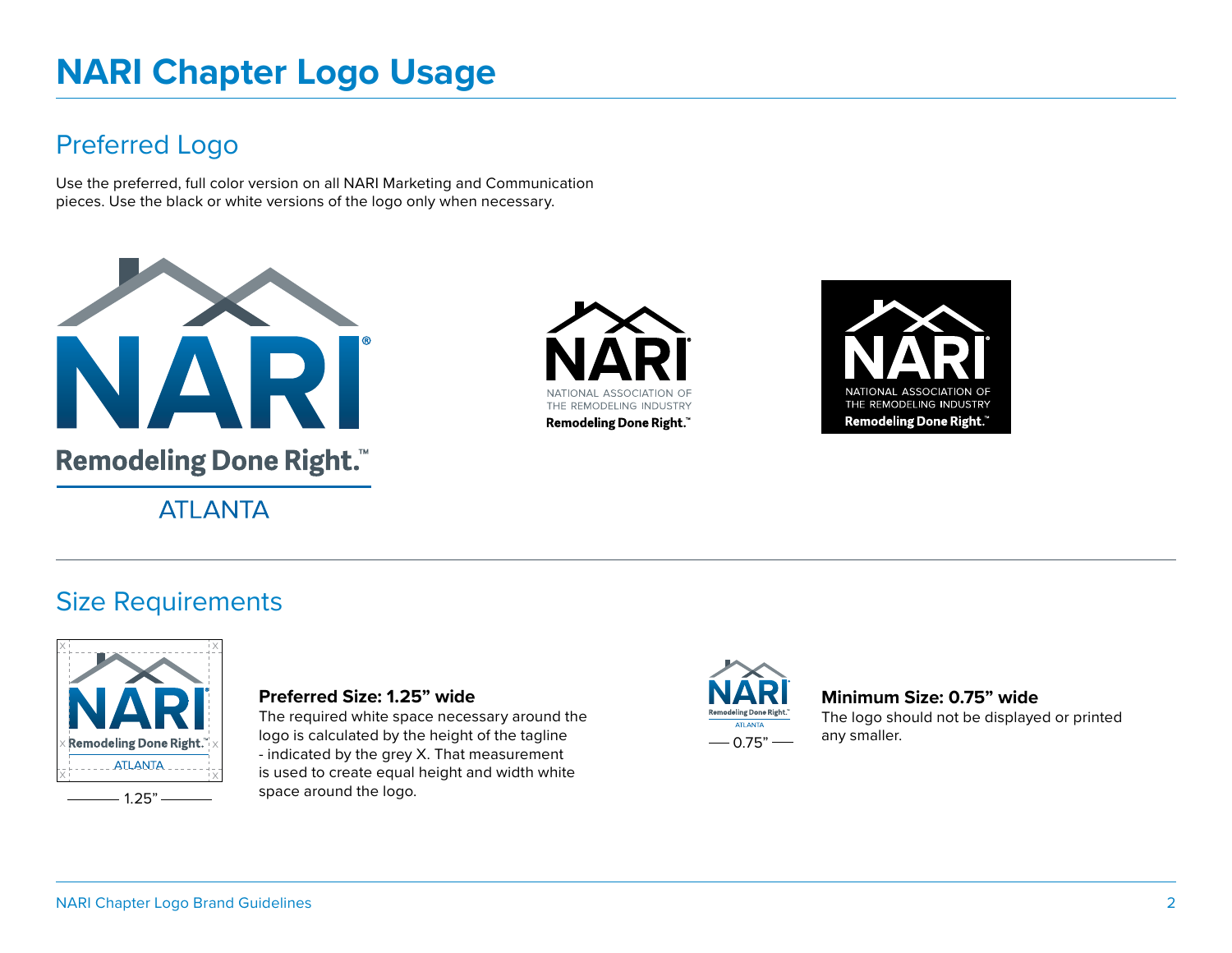# NARI Chapter Logo Usage

## Preferred Logo

Use the preferred, full color version on all NARI Marketing and Communication pieces. Use the black or white versions of the logo only when necessary.

## Size Requirements

**Preferred Size: 1.25" wide**
The required white space necessary around the logo is calculated by the height of the tagline - indicated by the grey X. That measurement is used to create equal height and width white space around the logo.

**Minimum Size: 0.75" wide**
The logo should not be displayed or printed any smaller.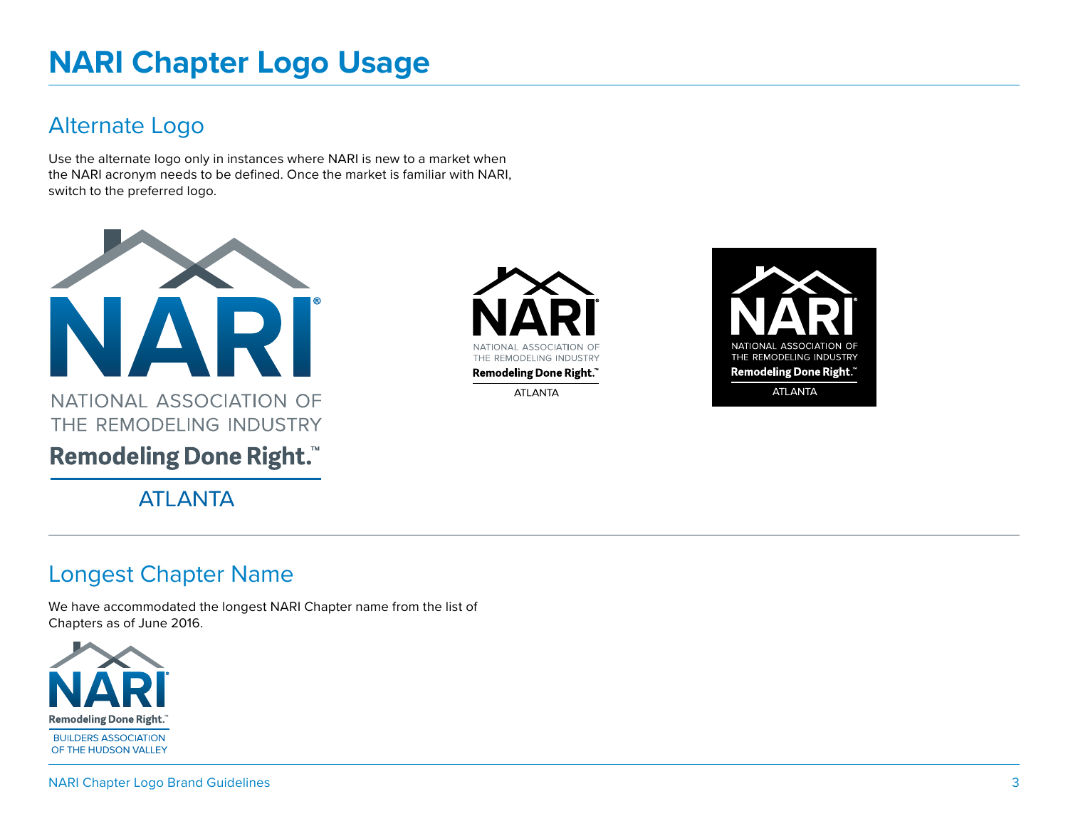# NARI Chapter Logo Usage

## Alternate Logo

Use the alternate logo only in instances where NARI is new to a market when the NARI acronym needs to be defined. Once the market is familiar with NARI, switch to the preferred logo.

NARI®
NATIONAL ASSOCIATION OF THE REMODELING INDUSTRY
Remodeling Done Right.™
ATLANTA

NARI®
NATIONAL ASSOCIATION OF THE REMODELING INDUSTRY
Remodeling Done Right.™
ATLANTA

NARI®
NATIONAL ASSOCIATION OF THE REMODELING INDUSTRY
Remodeling Done Right.™
ATLANTA

## Longest Chapter Name

We have accommodated the longest NARI Chapter name from the list of Chapters as of June 2016.

NARI®
Remodeling Done Right.™
BUILDERS ASSOCIATION OF THE HUDSON VALLEY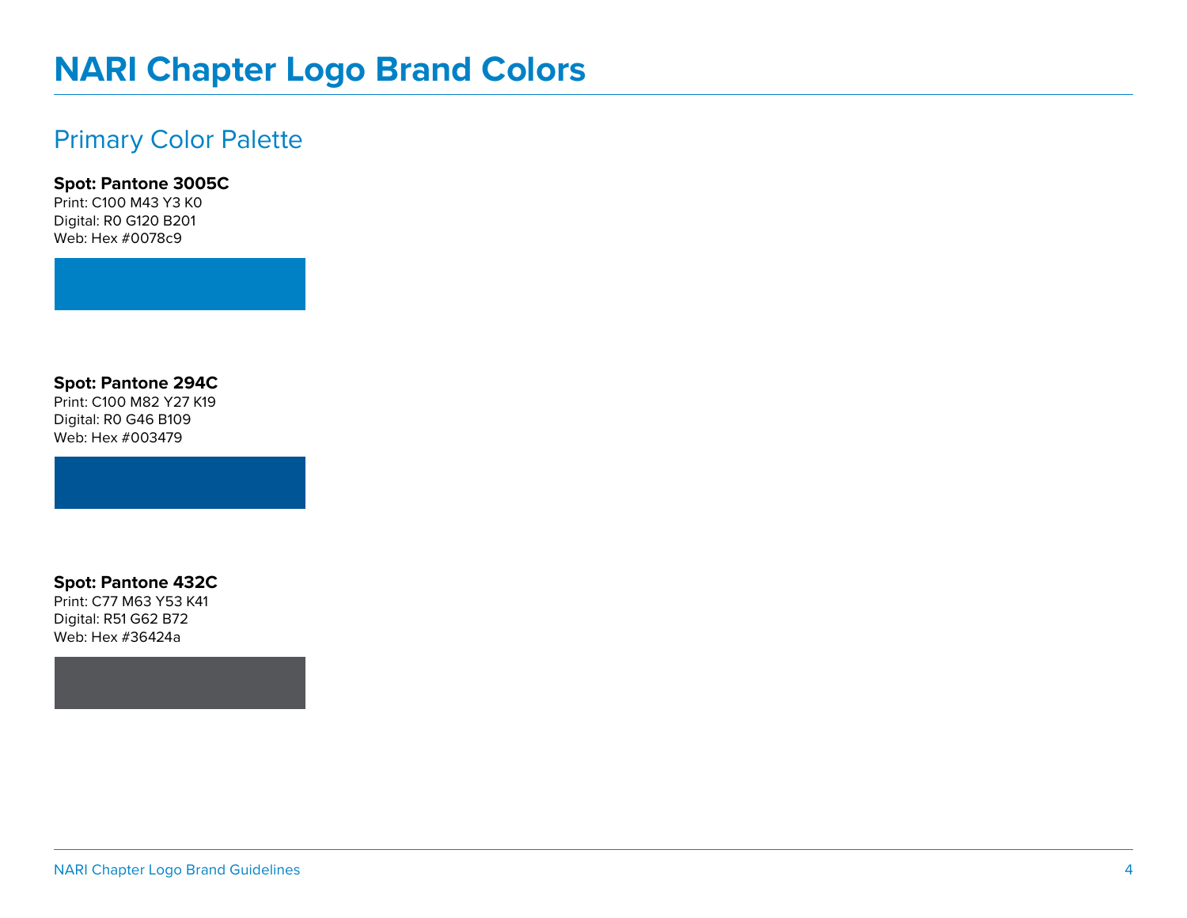# NARI Chapter Logo Brand Colors

## Primary Color Palette

**Spot: Pantone 3005C**
Print: C100 M43 Y3 K0
Digital: R0 G120 B201
Web: Hex #0078c9

**Spot: Pantone 294C**
Print: C100 M82 Y27 K19
Digital: R0 G46 B109
Web: Hex #003479

**Spot: Pantone 432C**
Print: C77 M63 Y53 K41
Digital: R51 G62 B72
Web: Hex #36424a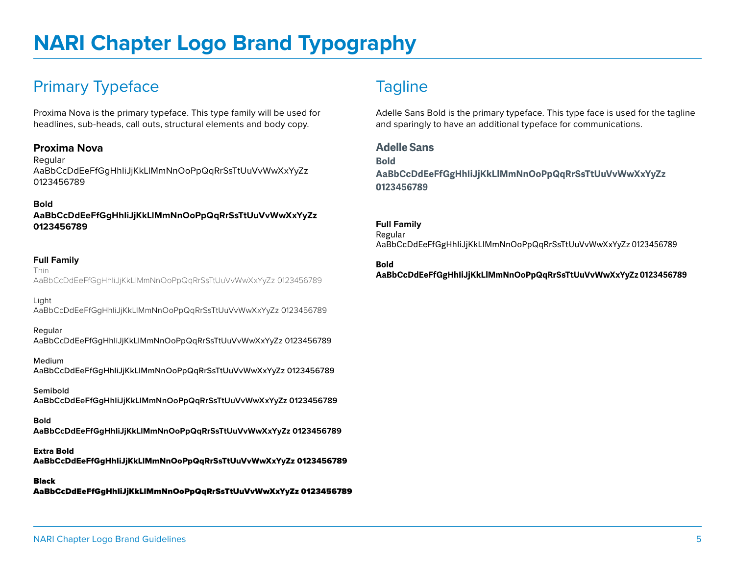# NARI Chapter Logo Brand Typography

## Primary Typeface

Proxima Nova is the primary typeface. This type family will be used for headlines, sub-heads, call outs, structural elements and body copy.

### Proxima Nova

Regular
AaBbCcDdEeFfGgHhIiJjKkLlMmNnOoPpQqRrSsTtUuVvWwXxYyZz
0123456789

**Bold**
**AaBbCcDdEeFfGgHhIiJjKkLlMmNnOoPpQqRrSsTtUuVvWwXxYyZz**
**0123456789**

**Full Family**

Thin
AaBbCcDdEeFfGgHhIiJjKkLlMmNnOoPpQqRrSsTtUuVvWwXxYyZz 0123456789

Light
AaBbCcDdEeFfGgHhIiJjKkLlMmNnOoPpQqRrSsTtUuVvWwXxYyZz 0123456789

Regular
AaBbCcDdEeFfGgHhIiJjKkLlMmNnOoPpQqRrSsTtUuVvWwXxYyZz 0123456789

Medium
AaBbCcDdEeFfGgHhIiJjKkLlMmNnOoPpQqRrSsTtUuVvWwXxYyZz 0123456789

**Semibold**
**AaBbCcDdEeFfGgHhIiJjKkLlMmNnOoPpQqRrSsTtUuVvWwXxYyZz 0123456789**

**Bold**
**AaBbCcDdEeFfGgHhIiJjKkLlMmNnOoPpQqRrSsTtUuVvWwXxYyZz 0123456789**

**Extra Bold**
**AaBbCcDdEeFfGgHhIiJjKkLlMmNnOoPpQqRrSsTtUuVvWwXxYyZz 0123456789**

**Black**
**AaBbCcDdEeFfGgHhIiJjKkLlMmNnOoPpQqRrSsTtUuVvWwXxYyZz 0123456789**

## Tagline

Adelle Sans Bold is the primary typeface. This type face is used for the tagline and sparingly to have an additional typeface for communications.

### Adelle Sans

**Bold**
**AaBbCcDdEeFfGgHhIiJjKkLlMmNnOoPpQqRrSsTtUuVvWwXxYyZz**
**0123456789**

**Full Family**

Regular
AaBbCcDdEeFfGgHhIiJjKkLlMmNnOoPpQqRrSsTtUuVvWwXxYyZz 0123456789

**Bold**
**AaBbCcDdEeFfGgHhIiJjKkLlMmNnOoPpQqRrSsTtUuVvWwXxYyZz 0123456789**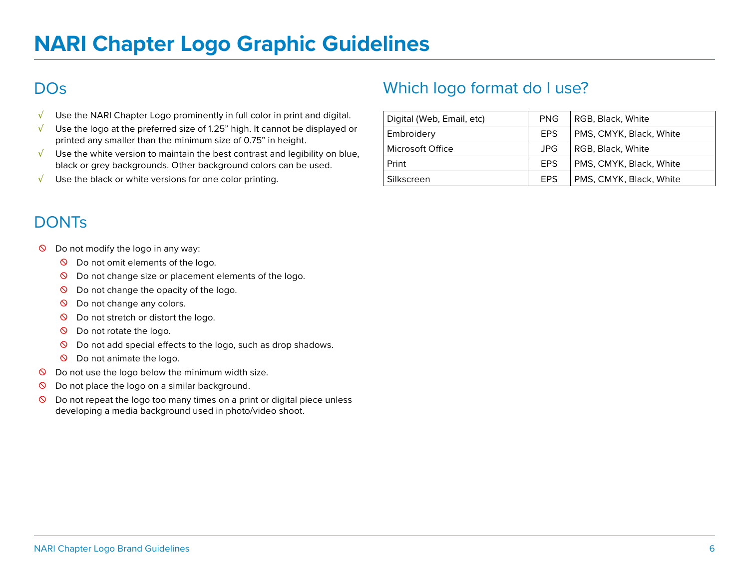# NARI Chapter Logo Graphic Guidelines

## DOs

- √ Use the NARI Chapter Logo prominently in full color in print and digital.
- √ Use the logo at the preferred size of 1.25” high. It cannot be displayed or printed any smaller than the minimum size of 0.75” in height.
- √ Use the white version to maintain the best contrast and legibility on blue, black or grey backgrounds. Other background colors can be used.
- √ Use the black or white versions for one color printing.

## DONTs

- ⦸ Do not modify the logo in any way:
  - ⦸ Do not omit elements of the logo.
  - ⦸ Do not change size or placement elements of the logo.
  - ⦸ Do not change the opacity of the logo.
  - ⦸ Do not change any colors.
  - ⦸ Do not stretch or distort the logo.
  - ⦸ Do not rotate the logo.
  - ⦸ Do not add special effects to the logo, such as drop shadows.
  - ⦸ Do not animate the logo.
- ⦸ Do not use the logo below the minimum width size.
- ⦸ Do not place the logo on a similar background.
- ⦸ Do not repeat the logo too many times on a print or digital piece unless developing a media background used in photo/video shoot.

## Which logo format do I use?

| | | |
|---|---|---|
| Digital (Web, Email, etc) | PNG | RGB, Black, White |
| Embroidery | EPS | PMS, CMYK, Black, White |
| Microsoft Office | JPG | RGB, Black, White |
| Print | EPS | PMS, CMYK, Black, White |
| Silkscreen | EPS | PMS, CMYK, Black, White |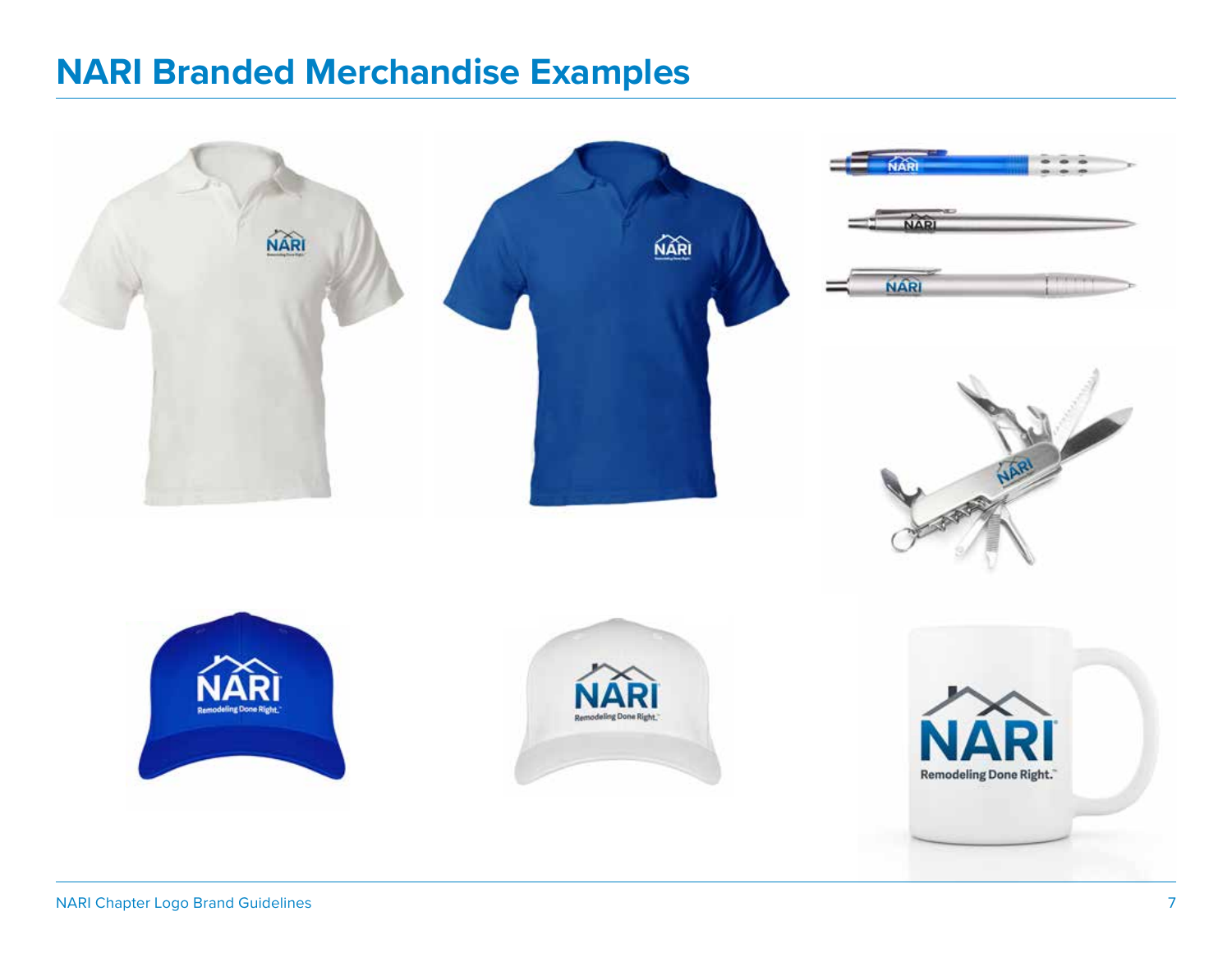# NARI Branded Merchandise Examples